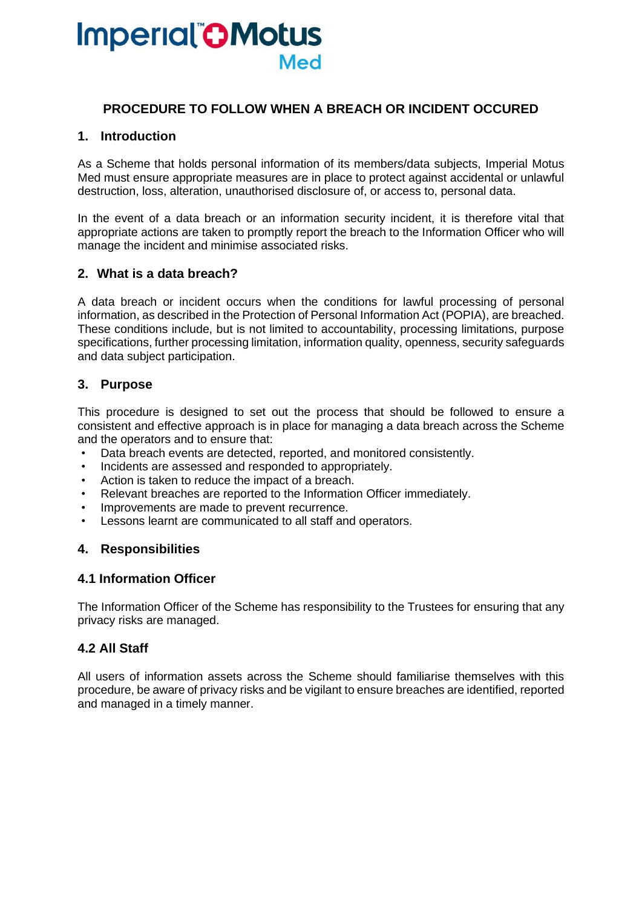# PROCEDURE TO FOLLOW WHEN A BREACH OR INCIDENT OCCURED

## 1. Introduction

As a Scheme that holds personal information of its members/data subjects, Imperial Motus Med must ensure appropriate measures are in place to protect against accidental or unlawful destruction, loss, alteration, unauthorised disclosure of, or access to, personal data.

In the event of a data breach or an information security incident, it is therefore vital that appropriate actions are taken to promptly report the breach to the Information Officer who will manage the incident and minimise associated risks.

## 2. What is a data breach?

A data breach or incident occurs when the conditions for lawful processing of personal information, as described in the Protection of Personal Information Act (POPIA), are breached. These conditions include, but is not limited to accountability, processing limitations, purpose specifications, further processing limitation, information quality, openness, security safeguards and data subject participation.

## 3. Purpose

This procedure is designed to set out the process that should be followed to ensure a consistent and effective approach is in place for managing a data breach across the Scheme and the operators and to ensure that:

- Data breach events are detected, reported, and monitored consistently.
- Incidents are assessed and responded to appropriately.
- Action is taken to reduce the impact of a breach.
- Relevant breaches are reported to the Information Officer immediately.
- Improvements are made to prevent recurrence.
- Lessons learnt are communicated to all staff and operators.

## 4. Responsibilities

### 4.1 Information Officer

The Information Officer of the Scheme has responsibility to the Trustees for ensuring that any privacy risks are managed.

### 4.2 All Staff

All users of information assets across the Scheme should familiarise themselves with this procedure, be aware of privacy risks and be vigilant to ensure breaches are identified, reported and managed in a timely manner.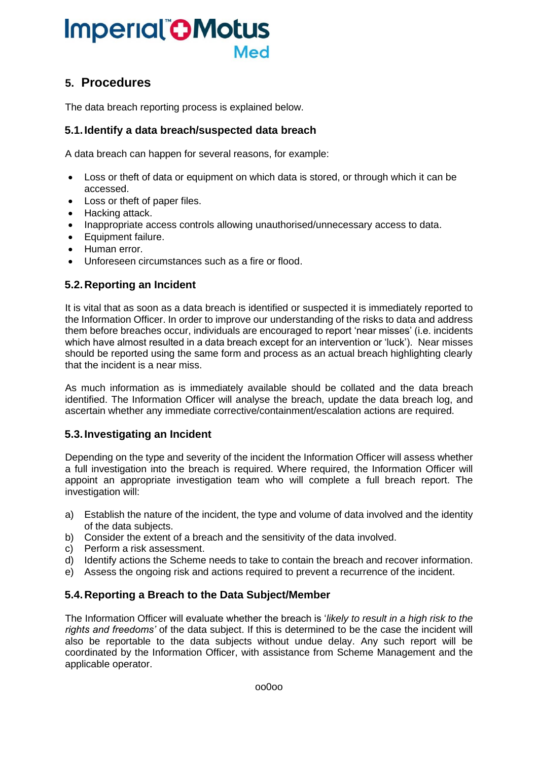## 5. Procedures

The data breach reporting process is explained below.

### 5.1. Identify a data breach/suspected data breach

A data breach can happen for several reasons, for example:

- Loss or theft of data or equipment on which data is stored, or through which it can be accessed.
- Loss or theft of paper files.
- Hacking attack.
- Inappropriate access controls allowing unauthorised/unnecessary access to data.
- Equipment failure.
- Human error.
- Unforeseen circumstances such as a fire or flood.

### 5.2. Reporting an Incident

It is vital that as soon as a data breach is identified or suspected it is immediately reported to the Information Officer. In order to improve our understanding of the risks to data and address them before breaches occur, individuals are encouraged to report 'near misses' (i.e. incidents which have almost resulted in a data breach except for an intervention or 'luck'). Near misses should be reported using the same form and process as an actual breach highlighting clearly that the incident is a near miss.

As much information as is immediately available should be collated and the data breach identified. The Information Officer will analyse the breach, update the data breach log, and ascertain whether any immediate corrective/containment/escalation actions are required.

### 5.3. Investigating an Incident

Depending on the type and severity of the incident the Information Officer will assess whether a full investigation into the breach is required. Where required, the Information Officer will appoint an appropriate investigation team who will complete a full breach report. The investigation will:

a) Establish the nature of the incident, the type and volume of data involved and the identity of the data subjects.
b) Consider the extent of a breach and the sensitivity of the data involved.
c) Perform a risk assessment.
d) Identify actions the Scheme needs to take to contain the breach and recover information.
e) Assess the ongoing risk and actions required to prevent a recurrence of the incident.

### 5.4. Reporting a Breach to the Data Subject/Member

The Information Officer will evaluate whether the breach is '*likely to result in a high risk to the rights and freedoms'* of the data subject. If this is determined to be the case the incident will also be reportable to the data subjects without undue delay. Any such report will be coordinated by the Information Officer, with assistance from Scheme Management and the applicable operator.

oo0oo